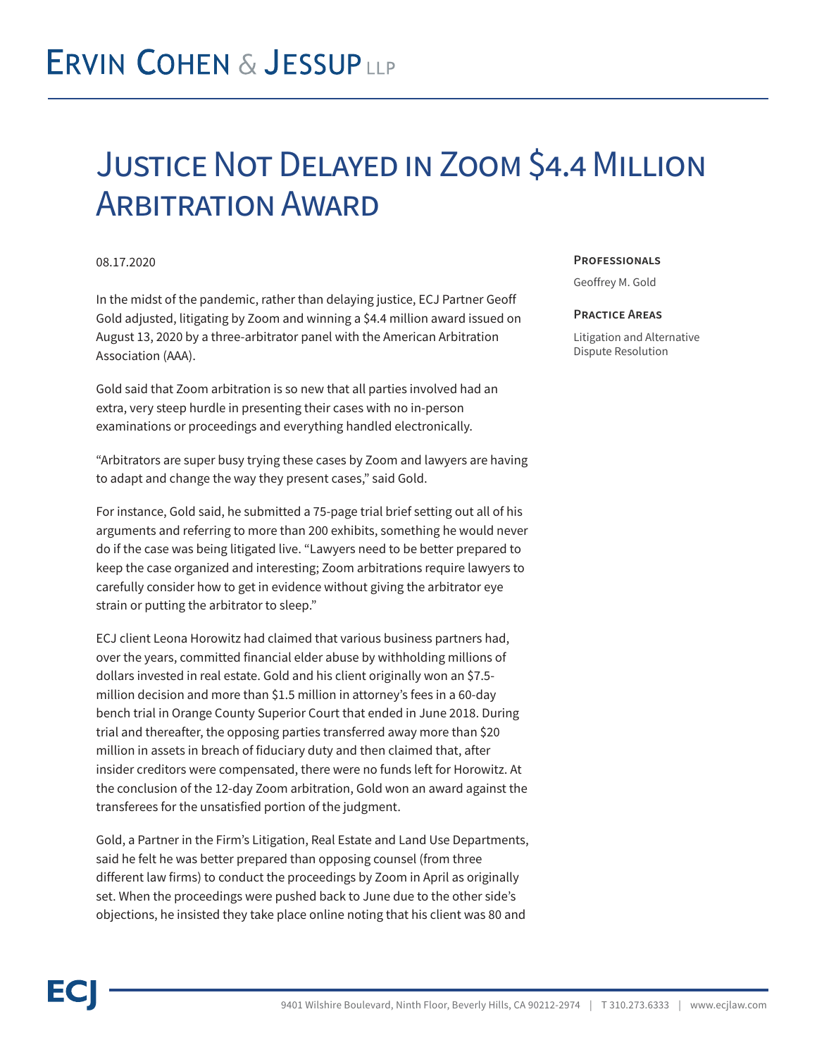# Ervin Cohen & Jessup LLP

# Justice Not Delayed in Zoom $4.4 Million Arbitration Award

08.17.2020

**Professionals**

Geoffrey M. Gold

**Practice Areas**

Litigation and Alternative Dispute Resolution

In the midst of the pandemic, rather than delaying justice, ECJ Partner Geoff Gold adjusted, litigating by Zoom and winning a $4.4 million award issued on August 13, 2020 by a three-arbitrator panel with the American Arbitration Association (AAA).

Gold said that Zoom arbitration is so new that all parties involved had an extra, very steep hurdle in presenting their cases with no in-person examinations or proceedings and everything handled electronically.

"Arbitrators are super busy trying these cases by Zoom and lawyers are having to adapt and change the way they present cases," said Gold.

For instance, Gold said, he submitted a 75-page trial brief setting out all of his arguments and referring to more than 200 exhibits, something he would never do if the case was being litigated live. "Lawyers need to be better prepared to keep the case organized and interesting; Zoom arbitrations require lawyers to carefully consider how to get in evidence without giving the arbitrator eye strain or putting the arbitrator to sleep."

ECJ client Leona Horowitz had claimed that various business partners had, over the years, committed financial elder abuse by withholding millions of dollars invested in real estate. Gold and his client originally won an $7.5-million decision and more than $1.5 million in attorney's fees in a 60-day bench trial in Orange County Superior Court that ended in June 2018. During trial and thereafter, the opposing parties transferred away more than $20 million in assets in breach of fiduciary duty and then claimed that, after insider creditors were compensated, there were no funds left for Horowitz. At the conclusion of the 12-day Zoom arbitration, Gold won an award against the transferees for the unsatisfied portion of the judgment.

Gold, a Partner in the Firm's Litigation, Real Estate and Land Use Departments, said he felt he was better prepared than opposing counsel (from three different law firms) to conduct the proceedings by Zoom in April as originally set. When the proceedings were pushed back to June due to the other side's objections, he insisted they take place online noting that his client was 80 and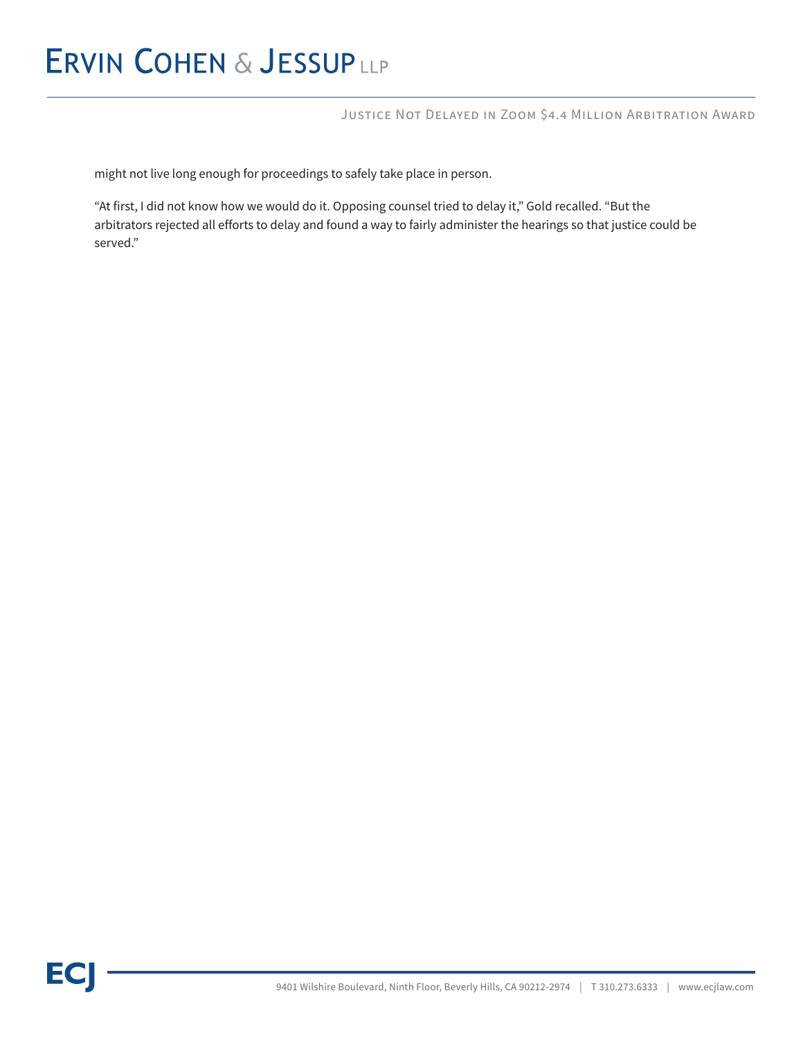might not live long enough for proceedings to safely take place in person.

“At first, I did not know how we would do it. Opposing counsel tried to delay it,” Gold recalled. “But the arbitrators rejected all efforts to delay and found a way to fairly administer the hearings so that justice could be served.”